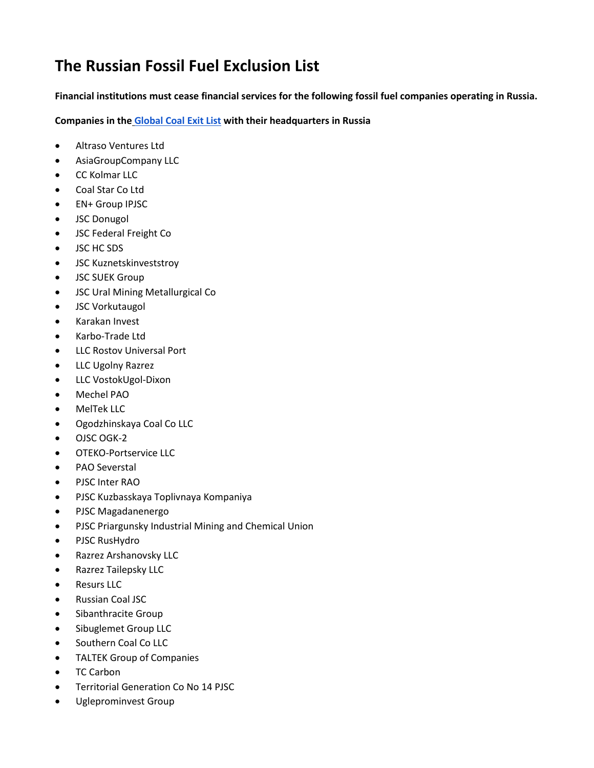# The Russian Fossil Fuel Exclusion List

**Financial institutions must cease financial services for the following fossil fuel companies operating in Russia.**

**Companies in the [Global Coal Exit List](#) with their headquarters in Russia**

- Altraso Ventures Ltd
- AsiaGroupCompany LLC
- CC Kolmar LLC
- Coal Star Co Ltd
- EN+ Group IPJSC
- JSC Donugol
- JSC Federal Freight Co
- JSC HC SDS
- JSC Kuznetskinveststroy
- JSC SUEK Group
- JSC Ural Mining Metallurgical Co
- JSC Vorkutaugol
- Karakan Invest
- Karbo-Trade Ltd
- LLC Rostov Universal Port
- LLC Ugolny Razrez
- LLC VostokUgol-Dixon
- Mechel PAO
- MelTek LLC
- Ogodzhinskaya Coal Co LLC
- OJSC OGK-2
- OTEKO-Portservice LLC
- PAO Severstal
- PJSC Inter RAO
- PJSC Kuzbasskaya Toplivnaya Kompaniya
- PJSC Magadanenergo
- PJSC Priargunsky Industrial Mining and Chemical Union
- PJSC RusHydro
- Razrez Arshanovsky LLC
- Razrez Tailepsky LLC
- Resurs LLC
- Russian Coal JSC
- Sibanthracite Group
- Sibuglemet Group LLC
- Southern Coal Co LLC
- TALTEK Group of Companies
- TC Carbon
- Territorial Generation Co No 14 PJSC
- Ugleprominvest Group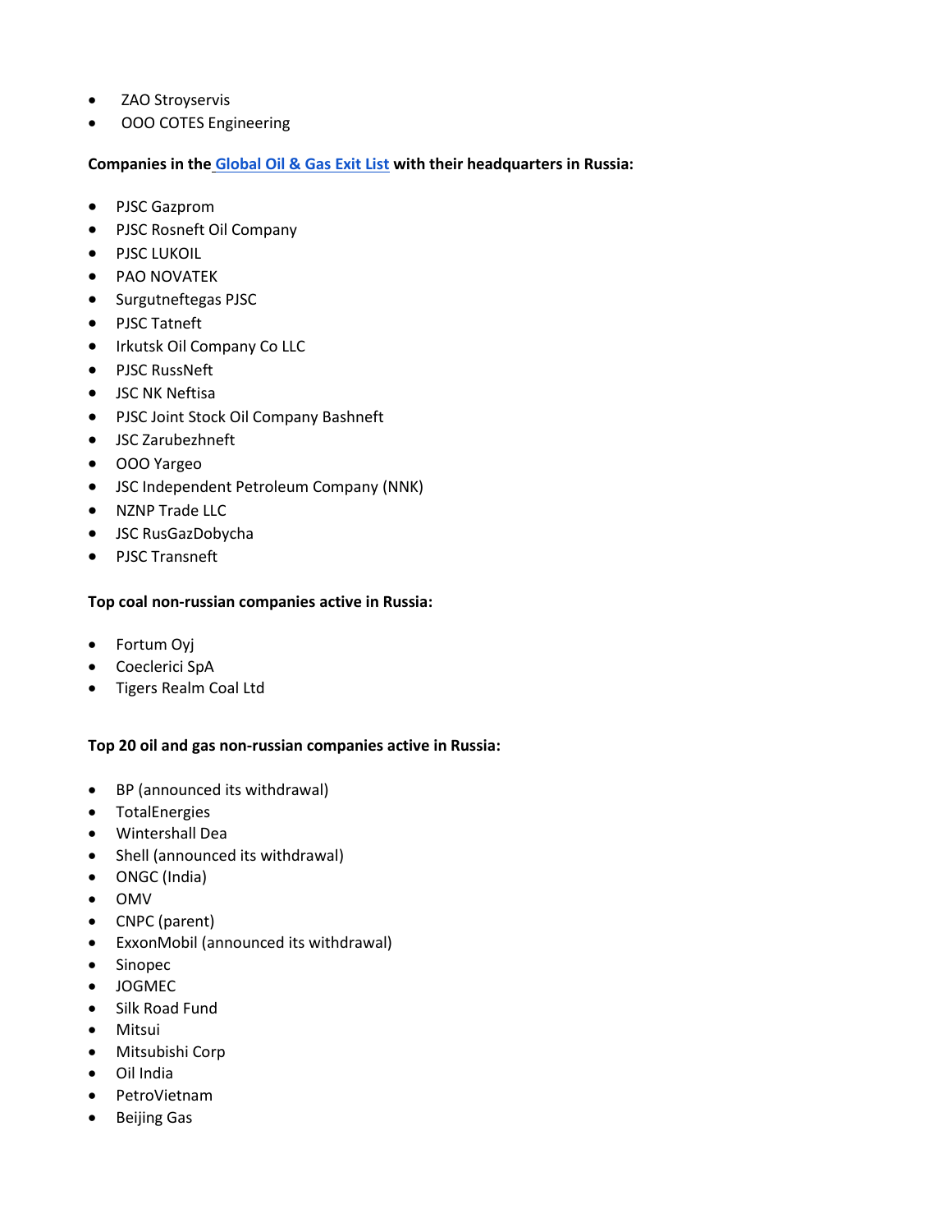- ZAO Stroyservis
- OOO COTES Engineering

**Companies in the Global Oil & Gas Exit List with their headquarters in Russia:**

- PJSC Gazprom
- PJSC Rosneft Oil Company
- PJSC LUKOIL
- PAO NOVATEK
- Surgutneftegas PJSC
- PJSC Tatneft
- Irkutsk Oil Company Co LLC
- PJSC RussNeft
- JSC NK Neftisa
- PJSC Joint Stock Oil Company Bashneft
- JSC Zarubezhneft
- OOO Yargeo
- JSC Independent Petroleum Company (NNK)
- NZNP Trade LLC
- JSC RusGazDobycha
- PJSC Transneft

**Top coal non-russian companies active in Russia:**

- Fortum Oyj
- Coeclerici SpA
- Tigers Realm Coal Ltd

**Top 20 oil and gas non-russian companies active in Russia:**

- BP (announced its withdrawal)
- TotalEnergies
- Wintershall Dea
- Shell (announced its withdrawal)
- ONGC (India)
- OMV
- CNPC (parent)
- ExxonMobil (announced its withdrawal)
- Sinopec
- JOGMEC
- Silk Road Fund
- Mitsui
- Mitsubishi Corp
- Oil India
- PetroVietnam
- Beijing Gas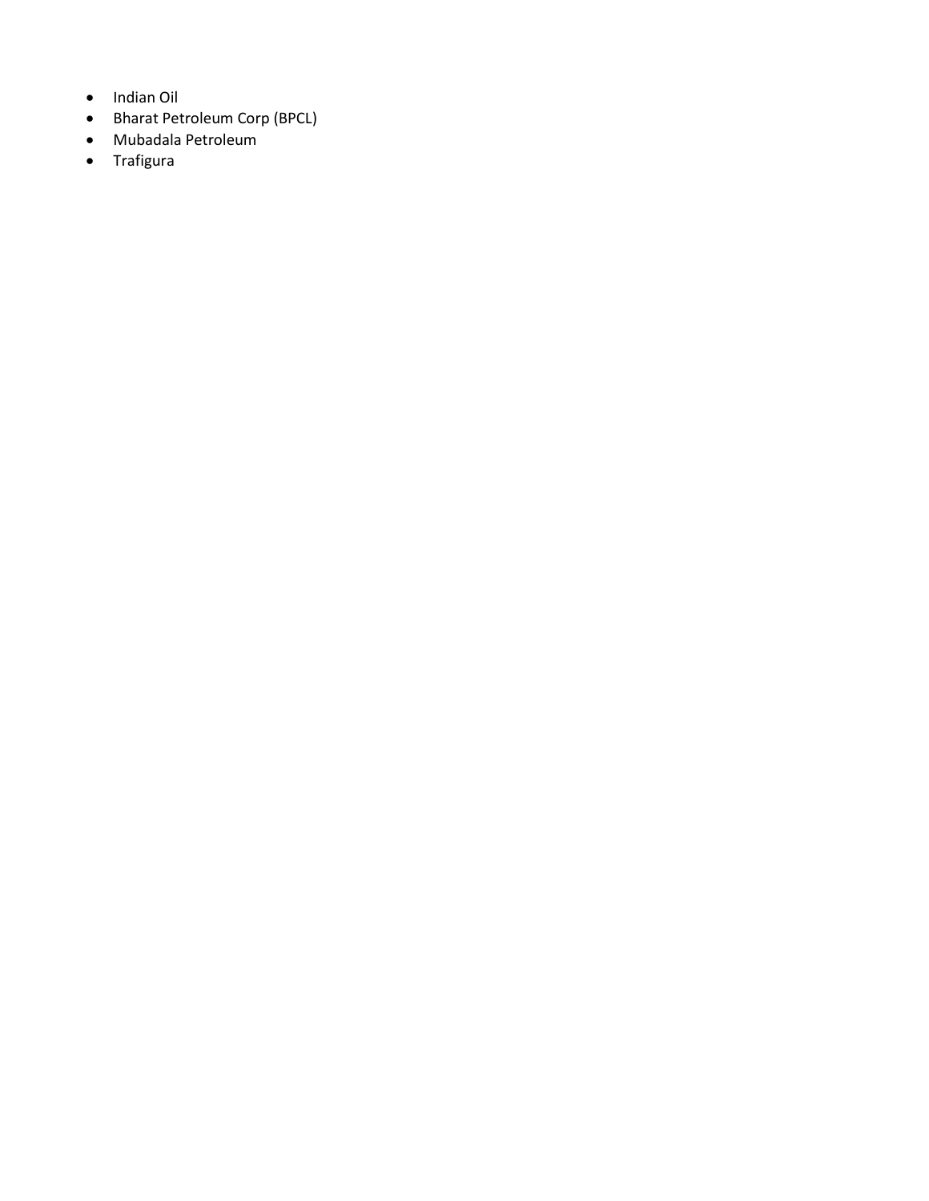- Indian Oil
- Bharat Petroleum Corp (BPCL)
- Mubadala Petroleum
- Trafigura